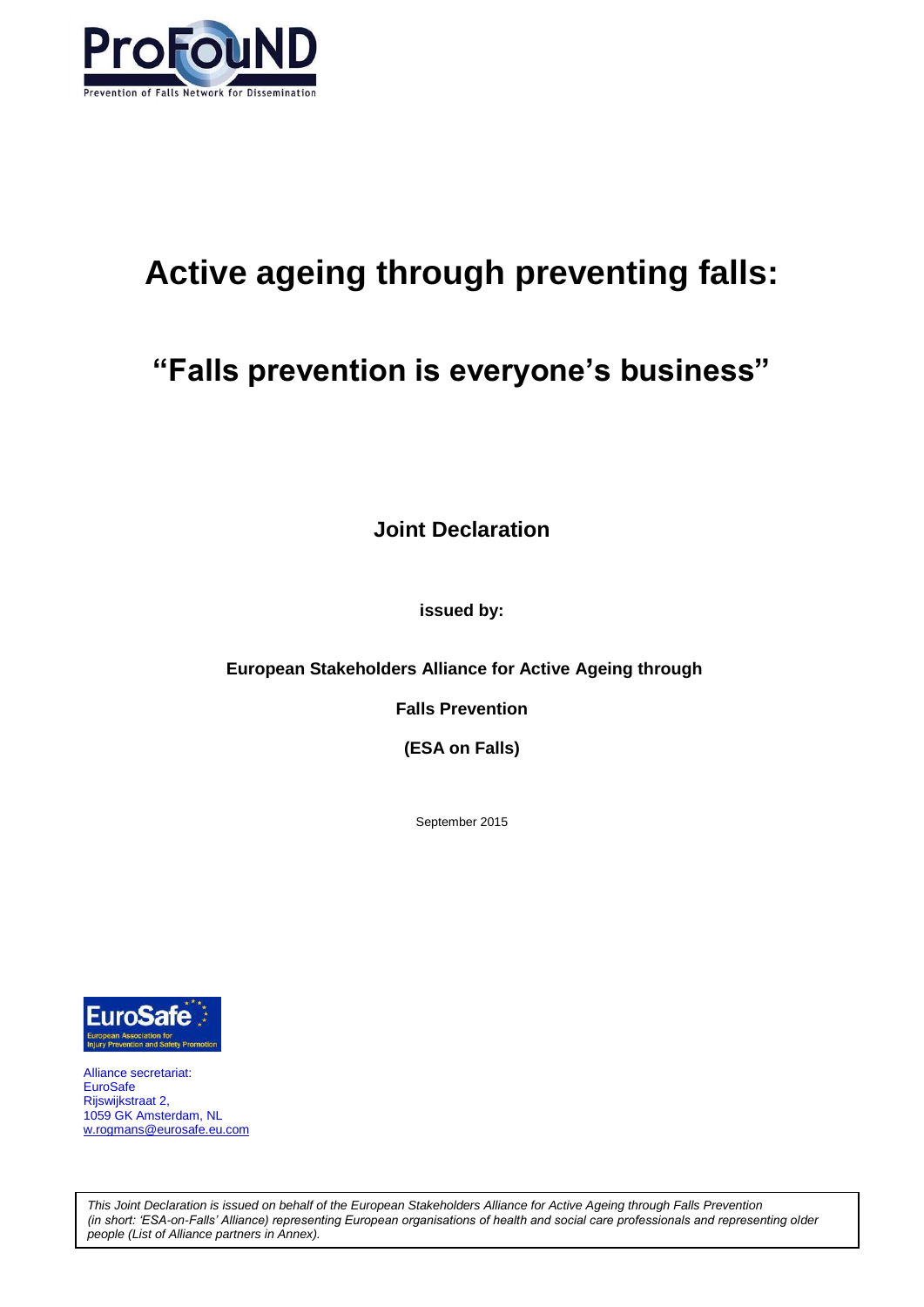ProFouND

Prevention of Falls Network for Dissemination

# Active ageing through preventing falls:

# "Falls prevention is everyone's business"

**Joint Declaration**

**issued by:**

**European Stakeholders Alliance for Active Ageing through**

**Falls Prevention**

**(ESA on Falls)**

September 2015

EuroSafe

European Association for Injury Prevention and Safety Promotion

Alliance secretariat:
EuroSafe
Rijswijkstraat 2,
1059 GK Amsterdam, NL
w.rogmans@eurosafe.eu.com

*This Joint Declaration is issued on behalf of the European Stakeholders Alliance for Active Ageing through Falls Prevention (in short: 'ESA-on-Falls' Alliance) representing European organisations of health and social care professionals and representing older people (List of Alliance partners in Annex).*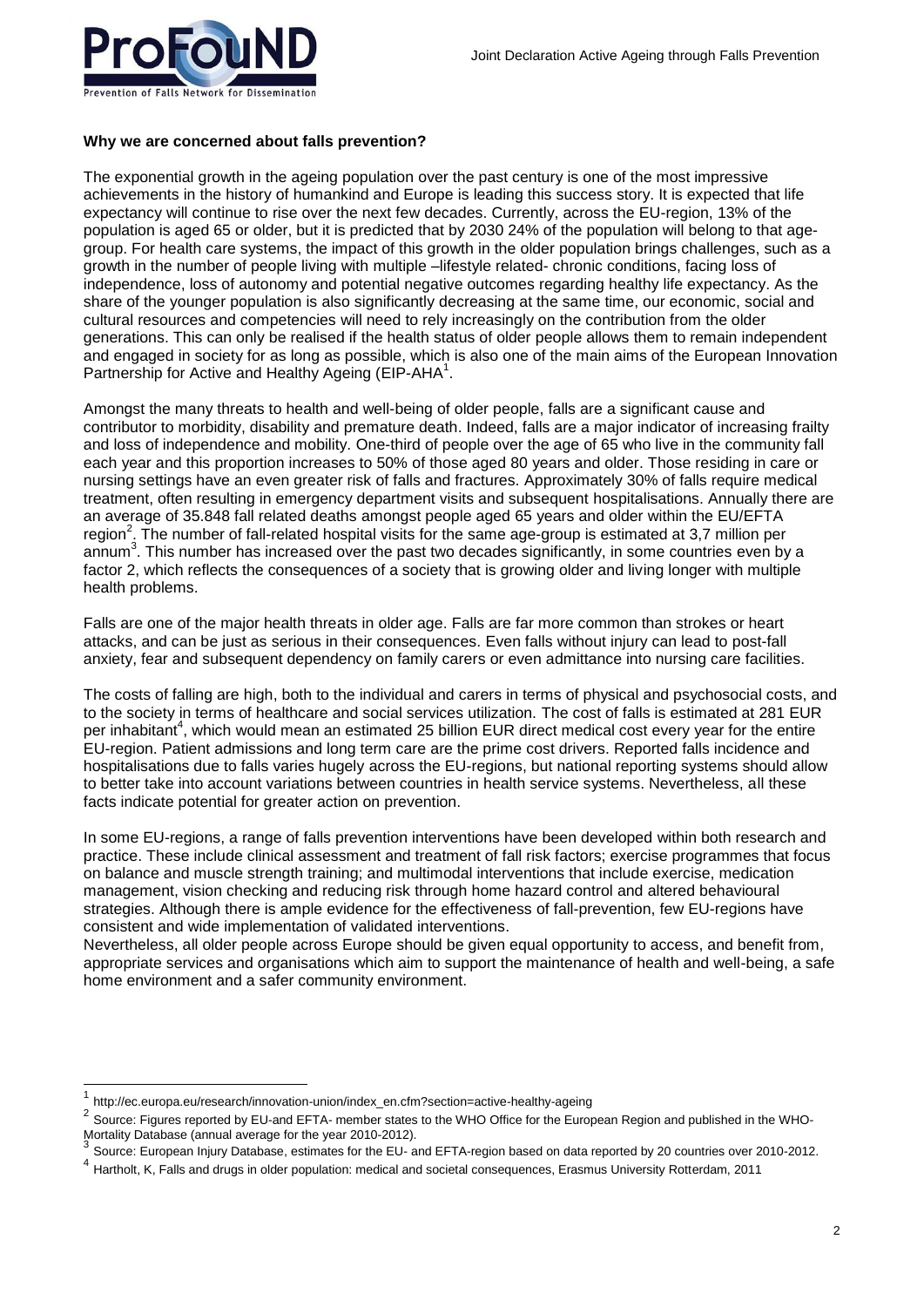**Why we are concerned about falls prevention?**

The exponential growth in the ageing population over the past century is one of the most impressive achievements in the history of humankind and Europe is leading this success story. It is expected that life expectancy will continue to rise over the next few decades. Currently, across the EU-region, 13% of the population is aged 65 or older, but it is predicted that by 2030 24% of the population will belong to that age-group. For health care systems, the impact of this growth in the older population brings challenges, such as a growth in the number of people living with multiple –lifestyle related- chronic conditions, facing loss of independence, loss of autonomy and potential negative outcomes regarding healthy life expectancy. As the share of the younger population is also significantly decreasing at the same time, our economic, social and cultural resources and competencies will need to rely increasingly on the contribution from the older generations. This can only be realised if the health status of older people allows them to remain independent and engaged in society for as long as possible, which is also one of the main aims of the European Innovation Partnership for Active and Healthy Ageing (EIP-AHA[1].

Amongst the many threats to health and well-being of older people, falls are a significant cause and contributor to morbidity, disability and premature death. Indeed, falls are a major indicator of increasing frailty and loss of independence and mobility. One-third of people over the age of 65 who live in the community fall each year and this proportion increases to 50% of those aged 80 years and older. Those residing in care or nursing settings have an even greater risk of falls and fractures. Approximately 30% of falls require medical treatment, often resulting in emergency department visits and subsequent hospitalisations. Annually there are an average of 35.848 fall related deaths amongst people aged 65 years and older within the EU/EFTA region[2]. The number of fall-related hospital visits for the same age-group is estimated at 3,7 million per annum[3]. This number has increased over the past two decades significantly, in some countries even by a factor 2, which reflects the consequences of a society that is growing older and living longer with multiple health problems.

Falls are one of the major health threats in older age. Falls are far more common than strokes or heart attacks, and can be just as serious in their consequences. Even falls without injury can lead to post-fall anxiety, fear and subsequent dependency on family carers or even admittance into nursing care facilities.

The costs of falling are high, both to the individual and carers in terms of physical and psychosocial costs, and to the society in terms of healthcare and social services utilization. The cost of falls is estimated at 281 EUR per inhabitant[4], which would mean an estimated 25 billion EUR direct medical cost every year for the entire EU-region. Patient admissions and long term care are the prime cost drivers. Reported falls incidence and hospitalisations due to falls varies hugely across the EU-regions, but national reporting systems should allow to better take into account variations between countries in health service systems. Nevertheless, all these facts indicate potential for greater action on prevention.

In some EU-regions, a range of falls prevention interventions have been developed within both research and practice. These include clinical assessment and treatment of fall risk factors; exercise programmes that focus on balance and muscle strength training; and multimodal interventions that include exercise, medication management, vision checking and reducing risk through home hazard control and altered behavioural strategies. Although there is ample evidence for the effectiveness of fall-prevention, few EU-regions have consistent and wide implementation of validated interventions.

Nevertheless, all older people across Europe should be given equal opportunity to access, and benefit from, appropriate services and organisations which aim to support the maintenance of health and well-being, a safe home environment and a safer community environment.

---

[1] http://ec.europa.eu/research/innovation-union/index_en.cfm?section=active-healthy-ageing

[2] Source: Figures reported by EU-and EFTA- member states to the WHO Office for the European Region and published in the WHO-Mortality Database (annual average for the year 2010-2012).

[3] Source: European Injury Database, estimates for the EU- and EFTA-region based on data reported by 20 countries over 2010-2012.

[4] Hartholt, K, Falls and drugs in older population: medical and societal consequences, Erasmus University Rotterdam, 2011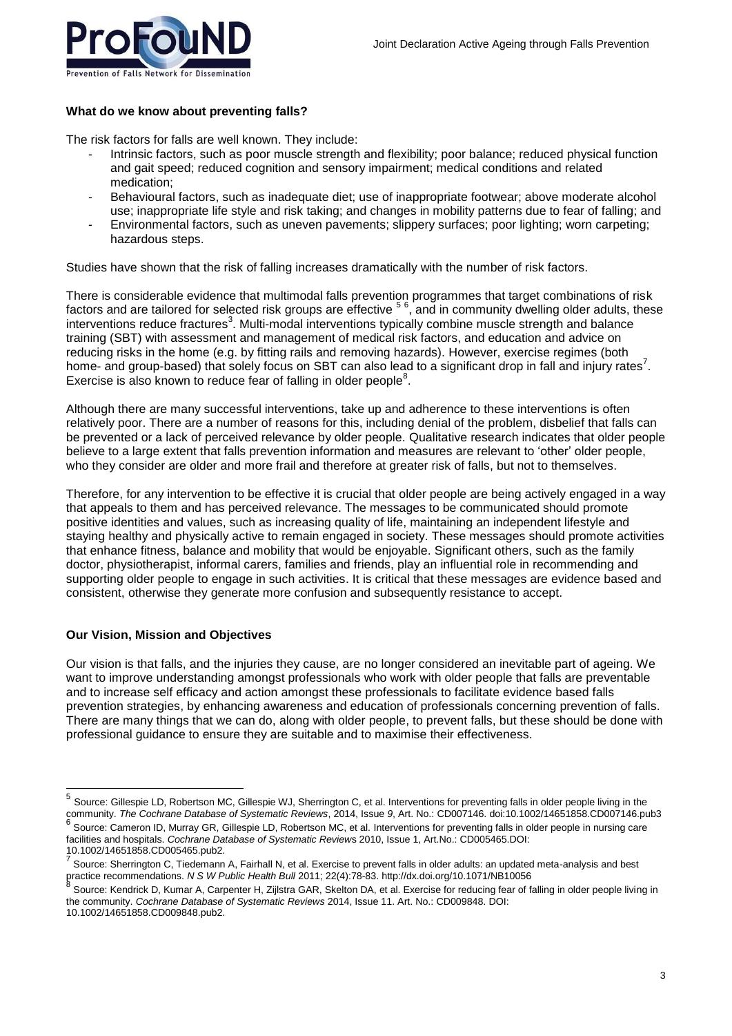**What do we know about preventing falls?**

The risk factors for falls are well known. They include:

- Intrinsic factors, such as poor muscle strength and flexibility; poor balance; reduced physical function and gait speed; reduced cognition and sensory impairment; medical conditions and related medication;
- Behavioural factors, such as inadequate diet; use of inappropriate footwear; above moderate alcohol use; inappropriate life style and risk taking; and changes in mobility patterns due to fear of falling; and
- Environmental factors, such as uneven pavements; slippery surfaces; poor lighting; worn carpeting; hazardous steps.

Studies have shown that the risk of falling increases dramatically with the number of risk factors.

There is considerable evidence that multimodal falls prevention programmes that target combinations of risk factors and are tailored for selected risk groups are effective [5] [6], and in community dwelling older adults, these interventions reduce fractures[3]. Multi-modal interventions typically combine muscle strength and balance training (SBT) with assessment and management of medical risk factors, and education and advice on reducing risks in the home (e.g. by fitting rails and removing hazards). However, exercise regimes (both home- and group-based) that solely focus on SBT can also lead to a significant drop in fall and injury rates[7]. Exercise is also known to reduce fear of falling in older people[8].

Although there are many successful interventions, take up and adherence to these interventions is often relatively poor. There are a number of reasons for this, including denial of the problem, disbelief that falls can be prevented or a lack of perceived relevance by older people. Qualitative research indicates that older people believe to a large extent that falls prevention information and measures are relevant to 'other' older people, who they consider are older and more frail and therefore at greater risk of falls, but not to themselves.

Therefore, for any intervention to be effective it is crucial that older people are being actively engaged in a way that appeals to them and has perceived relevance. The messages to be communicated should promote positive identities and values, such as increasing quality of life, maintaining an independent lifestyle and staying healthy and physically active to remain engaged in society. These messages should promote activities that enhance fitness, balance and mobility that would be enjoyable. Significant others, such as the family doctor, physiotherapist, informal carers, families and friends, play an influential role in recommending and supporting older people to engage in such activities. It is critical that these messages are evidence based and consistent, otherwise they generate more confusion and subsequently resistance to accept.

**Our Vision, Mission and Objectives**

Our vision is that falls, and the injuries they cause, are no longer considered an inevitable part of ageing. We want to improve understanding amongst professionals who work with older people that falls are preventable and to increase self efficacy and action amongst these professionals to facilitate evidence based falls prevention strategies, by enhancing awareness and education of professionals concerning prevention of falls. There are many things that we can do, along with older people, to prevent falls, but these should be done with professional guidance to ensure they are suitable and to maximise their effectiveness.

---

[5] Source: Gillespie LD, Robertson MC, Gillespie WJ, Sherrington C, et al. Interventions for preventing falls in older people living in the community. *The Cochrane Database of Systematic Reviews*, 2014, Issue *9*, Art. No.: CD007146. doi:10.1002/14651858.CD007146.pub3

[6] Source: Cameron ID, Murray GR, Gillespie LD, Robertson MC, et al. Interventions for preventing falls in older people in nursing care facilities and hospitals. *Cochrane Database of Systematic Reviews* 2010, Issue 1, Art.No.: CD005465.DOI: 10.1002/14651858.CD005465.pub2.

[7] Source: Sherrington C, Tiedemann A, Fairhall N, et al. Exercise to prevent falls in older adults: an updated meta-analysis and best practice recommendations. *N S W Public Health Bull* 2011; 22(4):78-83. http://dx.doi.org/10.1071/NB10056

[8] Source: Kendrick D, Kumar A, Carpenter H, Zijlstra GAR, Skelton DA, et al. Exercise for reducing fear of falling in older people living in the community. *Cochrane Database of Systematic Reviews* 2014, Issue 11. Art. No.: CD009848. DOI: 10.1002/14651858.CD009848.pub2.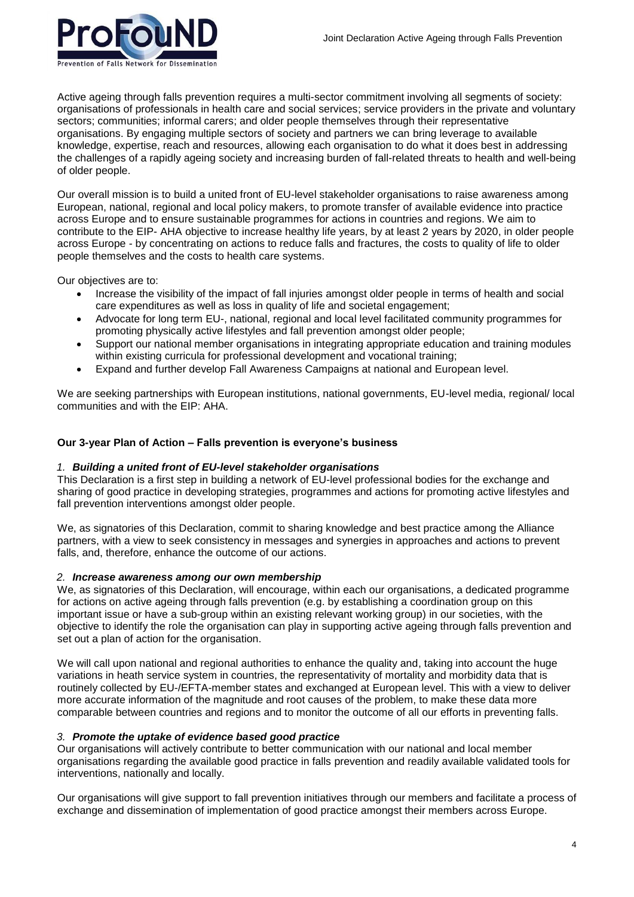Active ageing through falls prevention requires a multi-sector commitment involving all segments of society: organisations of professionals in health care and social services; service providers in the private and voluntary sectors; communities; informal carers; and older people themselves through their representative organisations. By engaging multiple sectors of society and partners we can bring leverage to available knowledge, expertise, reach and resources, allowing each organisation to do what it does best in addressing the challenges of a rapidly ageing society and increasing burden of fall-related threats to health and well-being of older people.

Our overall mission is to build a united front of EU-level stakeholder organisations to raise awareness among European, national, regional and local policy makers, to promote transfer of available evidence into practice across Europe and to ensure sustainable programmes for actions in countries and regions. We aim to contribute to the EIP- AHA objective to increase healthy life years, by at least 2 years by 2020, in older people across Europe - by concentrating on actions to reduce falls and fractures, the costs to quality of life to older people themselves and the costs to health care systems.

Our objectives are to:

- Increase the visibility of the impact of fall injuries amongst older people in terms of health and social care expenditures as well as loss in quality of life and societal engagement;
- Advocate for long term EU-, national, regional and local level facilitated community programmes for promoting physically active lifestyles and fall prevention amongst older people;
- Support our national member organisations in integrating appropriate education and training modules within existing curricula for professional development and vocational training;
- Expand and further develop Fall Awareness Campaigns at national and European level.

We are seeking partnerships with European institutions, national governments, EU-level media, regional/ local communities and with the EIP: AHA.

**Our 3-year Plan of Action – Falls prevention is everyone's business**

*1. **Building a united front of EU-level stakeholder organisations***

This Declaration is a first step in building a network of EU-level professional bodies for the exchange and sharing of good practice in developing strategies, programmes and actions for promoting active lifestyles and fall prevention interventions amongst older people.

We, as signatories of this Declaration, commit to sharing knowledge and best practice among the Alliance partners, with a view to seek consistency in messages and synergies in approaches and actions to prevent falls, and, therefore, enhance the outcome of our actions.

*2. **Increase awareness among our own membership***

We, as signatories of this Declaration, will encourage, within each our organisations, a dedicated programme for actions on active ageing through falls prevention (e.g. by establishing a coordination group on this important issue or have a sub-group within an existing relevant working group) in our societies, with the objective to identify the role the organisation can play in supporting active ageing through falls prevention and set out a plan of action for the organisation.

We will call upon national and regional authorities to enhance the quality and, taking into account the huge variations in heath service system in countries, the representativity of mortality and morbidity data that is routinely collected by EU-/EFTA-member states and exchanged at European level. This with a view to deliver more accurate information of the magnitude and root causes of the problem, to make these data more comparable between countries and regions and to monitor the outcome of all our efforts in preventing falls.

*3. **Promote the uptake of evidence based good practice***

Our organisations will actively contribute to better communication with our national and local member organisations regarding the available good practice in falls prevention and readily available validated tools for interventions, nationally and locally.

Our organisations will give support to fall prevention initiatives through our members and facilitate a process of exchange and dissemination of implementation of good practice amongst their members across Europe.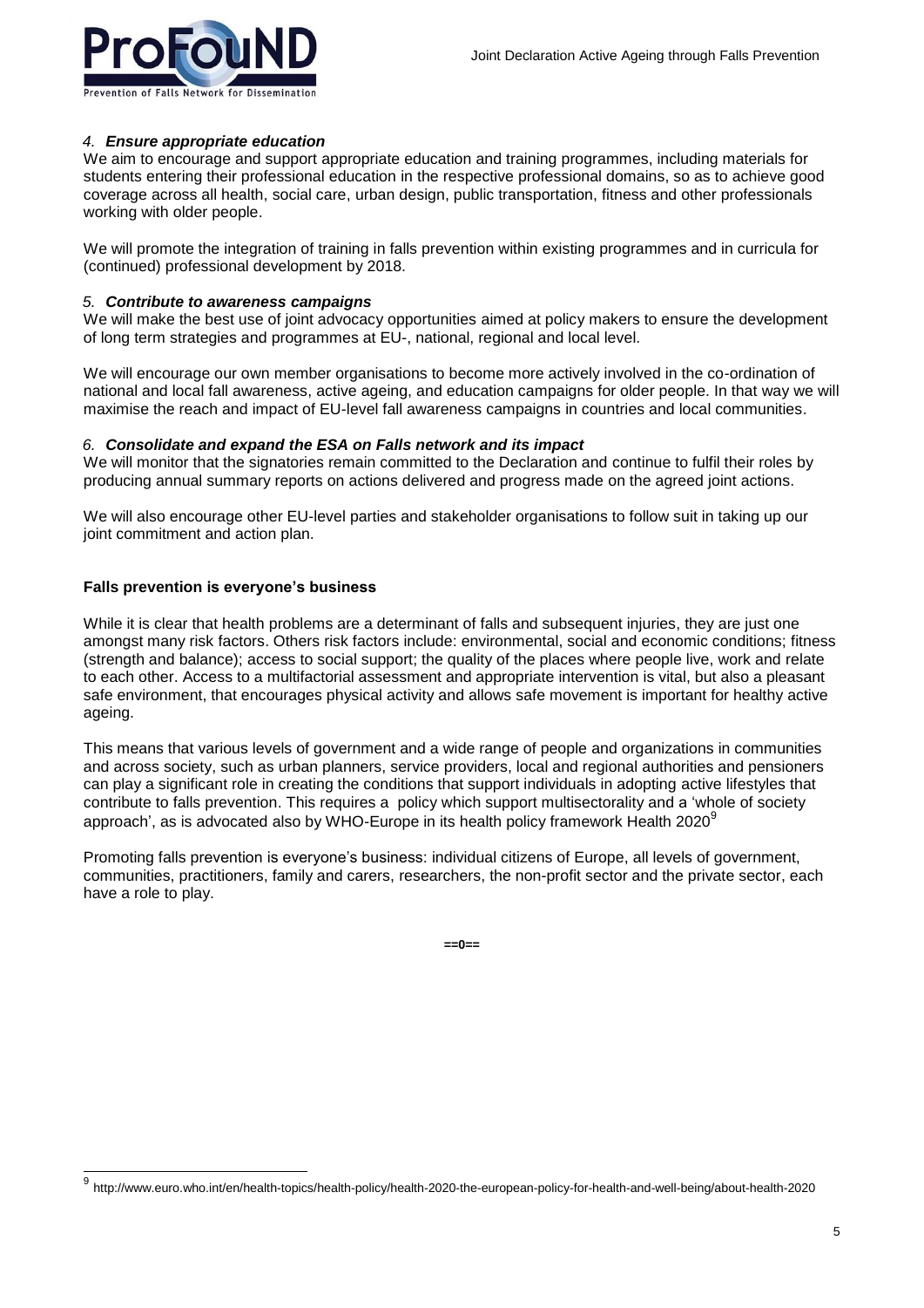*4. **Ensure appropriate education***

We aim to encourage and support appropriate education and training programmes, including materials for students entering their professional education in the respective professional domains, so as to achieve good coverage across all health, social care, urban design, public transportation, fitness and other professionals working with older people.

We will promote the integration of training in falls prevention within existing programmes and in curricula for (continued) professional development by 2018.

*5. **Contribute to awareness campaigns***

We will make the best use of joint advocacy opportunities aimed at policy makers to ensure the development of long term strategies and programmes at EU-, national, regional and local level.

We will encourage our own member organisations to become more actively involved in the co-ordination of national and local fall awareness, active ageing, and education campaigns for older people. In that way we will maximise the reach and impact of EU-level fall awareness campaigns in countries and local communities.

*6. **Consolidate and expand the ESA on Falls network and its impact***

We will monitor that the signatories remain committed to the Declaration and continue to fulfil their roles by producing annual summary reports on actions delivered and progress made on the agreed joint actions.

We will also encourage other EU-level parties and stakeholder organisations to follow suit in taking up our joint commitment and action plan.

**Falls prevention is everyone's business**

While it is clear that health problems are a determinant of falls and subsequent injuries, they are just one amongst many risk factors. Others risk factors include: environmental, social and economic conditions; fitness (strength and balance); access to social support; the quality of the places where people live, work and relate to each other. Access to a multifactorial assessment and appropriate intervention is vital, but also a pleasant safe environment, that encourages physical activity and allows safe movement is important for healthy active ageing.

This means that various levels of government and a wide range of people and organizations in communities and across society, such as urban planners, service providers, local and regional authorities and pensioners can play a significant role in creating the conditions that support individuals in adopting active lifestyles that contribute to falls prevention. This requires a policy which support multisectorality and a 'whole of society approach', as is advocated also by WHO-Europe in its health policy framework Health 2020[9]

Promoting falls prevention is everyone's business: individual citizens of Europe, all levels of government, communities, practitioners, family and carers, researchers, the non-profit sector and the private sector, each have a role to play.

==0==

---

[9] http://www.euro.who.int/en/health-topics/health-policy/health-2020-the-european-policy-for-health-and-well-being/about-health-2020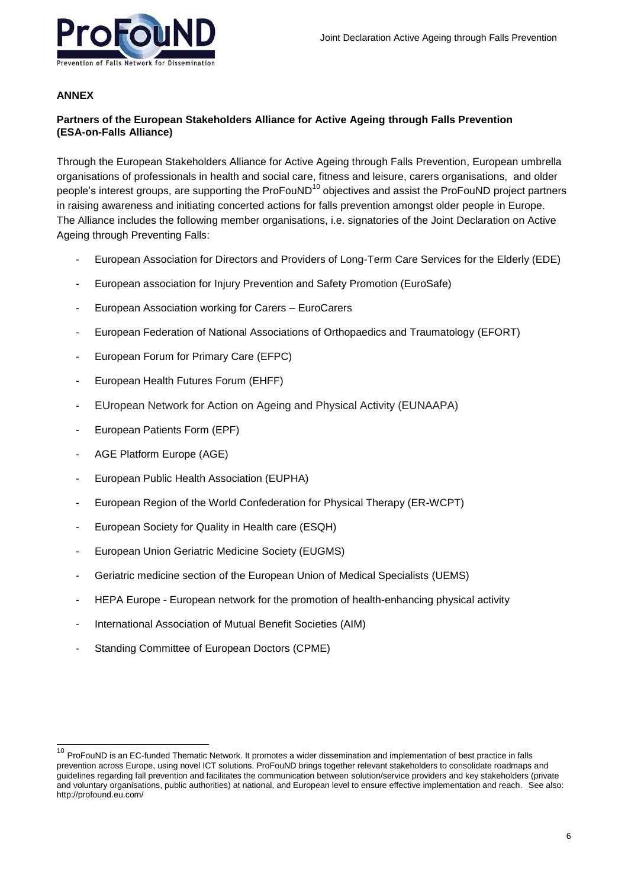**ANNEX**

**Partners of the European Stakeholders Alliance for Active Ageing through Falls Prevention (ESA-on-Falls Alliance)**

Through the European Stakeholders Alliance for Active Ageing through Falls Prevention, European umbrella organisations of professionals in health and social care, fitness and leisure, carers organisations, and older people's interest groups, are supporting the ProFouND[10] objectives and assist the ProFouND project partners in raising awareness and initiating concerted actions for falls prevention amongst older people in Europe. The Alliance includes the following member organisations, i.e. signatories of the Joint Declaration on Active Ageing through Preventing Falls:

- European Association for Directors and Providers of Long-Term Care Services for the Elderly (EDE)
- European association for Injury Prevention and Safety Promotion (EuroSafe)
- European Association working for Carers – EuroCarers
- European Federation of National Associations of Orthopaedics and Traumatology (EFORT)
- European Forum for Primary Care (EFPC)
- European Health Futures Forum (EHFF)
- EUropean Network for Action on Ageing and Physical Activity (EUNAAPA)
- European Patients Form (EPF)
- AGE Platform Europe (AGE)
- European Public Health Association (EUPHA)
- European Region of the World Confederation for Physical Therapy (ER-WCPT)
- European Society for Quality in Health care (ESQH)
- European Union Geriatric Medicine Society (EUGMS)
- Geriatric medicine section of the European Union of Medical Specialists (UEMS)
- HEPA Europe - European network for the promotion of health-enhancing physical activity
- International Association of Mutual Benefit Societies (AIM)
- Standing Committee of European Doctors (CPME)

[10] ProFouND is an EC-funded Thematic Network. It promotes a wider dissemination and implementation of best practice in falls prevention across Europe, using novel ICT solutions. ProFouND brings together relevant stakeholders to consolidate roadmaps and guidelines regarding fall prevention and facilitates the communication between solution/service providers and key stakeholders (private and voluntary organisations, public authorities) at national, and European level to ensure effective implementation and reach. See also: http://profound.eu.com/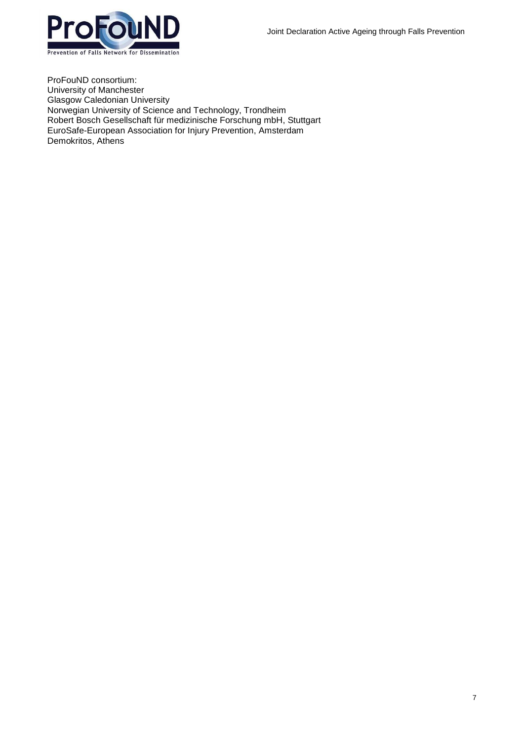ProFouND consortium:
University of Manchester
Glasgow Caledonian University
Norwegian University of Science and Technology, Trondheim
Robert Bosch Gesellschaft für medizinische Forschung mbH, Stuttgart
EuroSafe-European Association for Injury Prevention, Amsterdam
Demokritos, Athens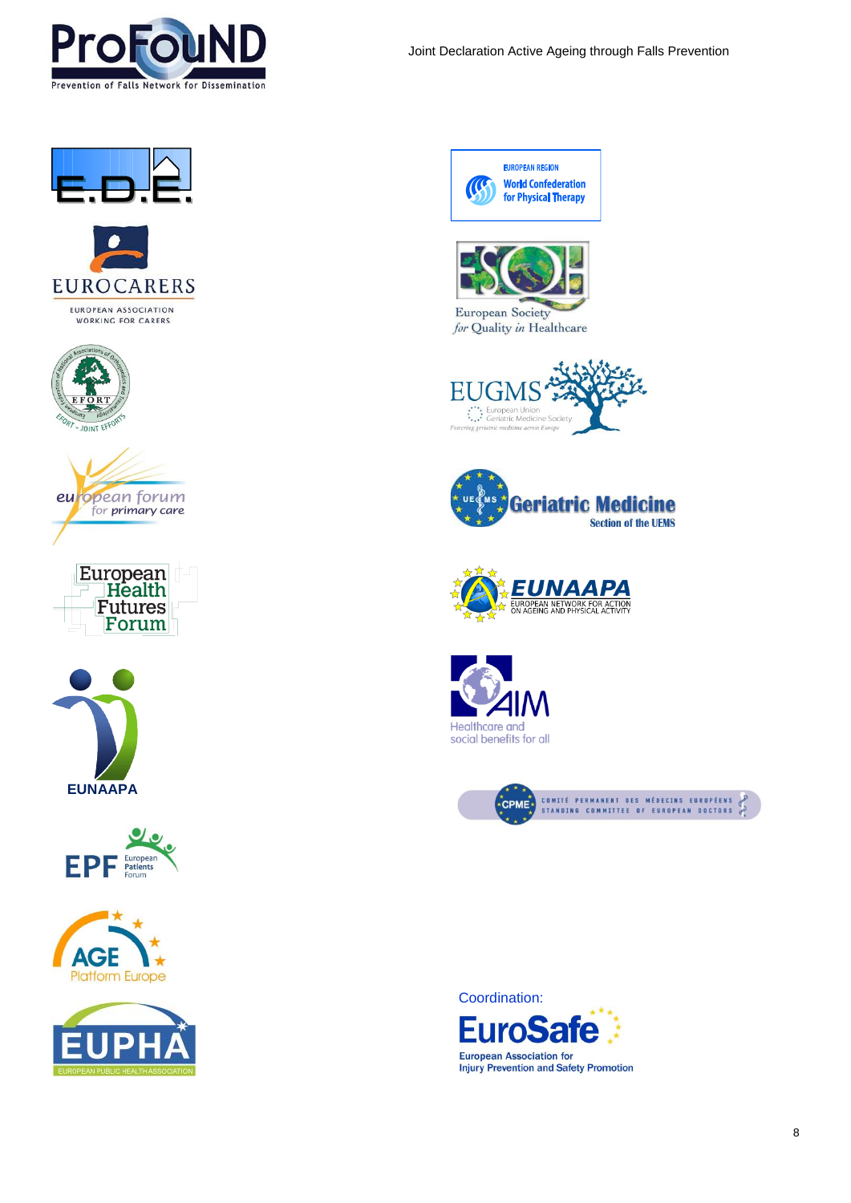E.D.E.

EUROCARERS

EUROPEAN ASSOCIATION WORKING FOR CARERS

EFORT

european forum for primary care

European Health Futures Forum

EUNAAPA

EPF European Patients Forum

AGE Platform Europe

EUPHA

EUROPEAN PUBLIC HEALTH ASSOCIATION

EUROPEAN REGION World Confederation for Physical Therapy

European Society for Quality in Healthcare

EUGMS European Union Geriatric Medicine Society

Fostering geriatric medicine across Europe

Geriatric Medicine Section of the UEMS

EUNAAPA EUROPEAN NETWORK FOR ACTION ON AGEING AND PHYSICAL ACTIVITY

AIM Healthcare and social benefits for all

CPME COMITÉ PERMANENT DES MÉDECINS EUROPÉENS STANDING COMMITTEE OF EUROPEAN DOCTORS

Coordination:

EuroSafe

European Association for Injury Prevention and Safety Promotion